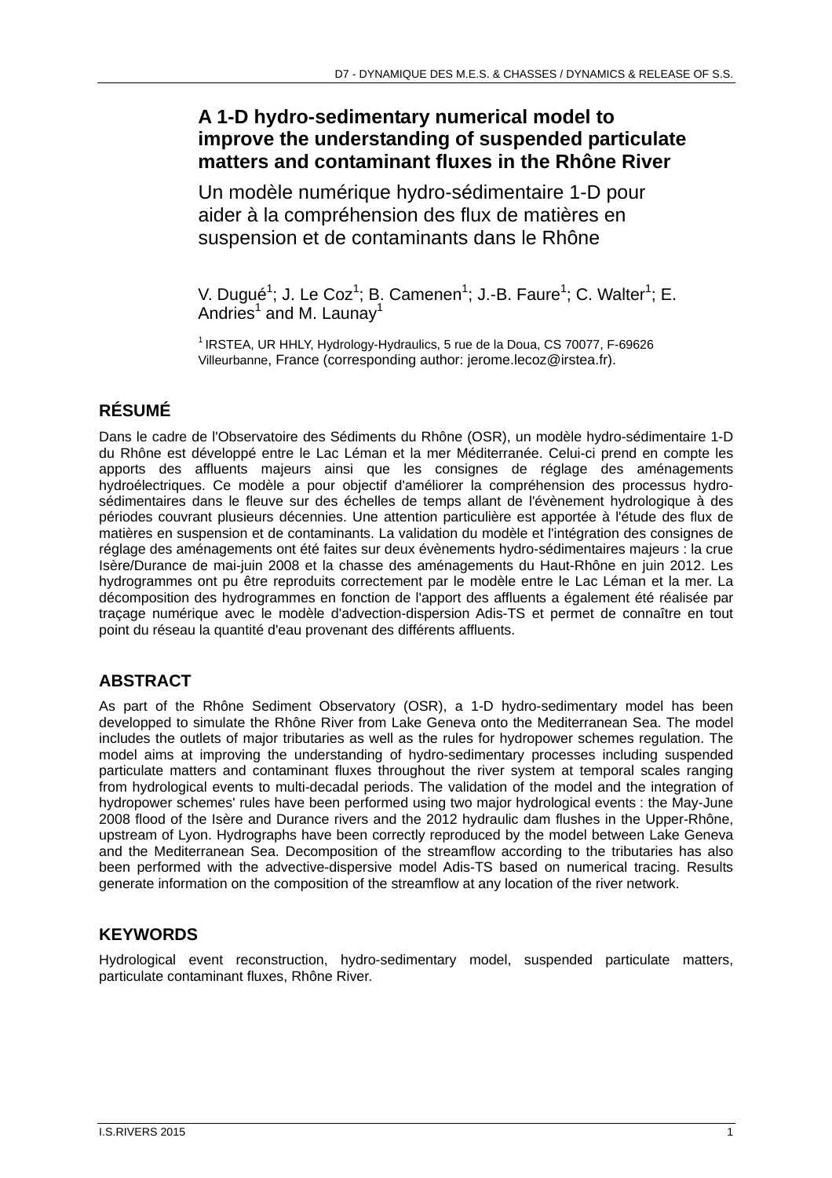# A 1-D hydro-sedimentary numerical model to improve the understanding of suspended particulate matters and contaminant fluxes in the Rhône River

## Un modèle numérique hydro-sédimentaire 1-D pour aider à la compréhension des flux de matières en suspension et de contaminants dans le Rhône

V. Dugué[1]; J. Le Coz[1]; B. Camenen[1]; J.-B. Faure[1]; C. Walter[1]; E. Andries[1] and M. Launay[1]

[1] IRSTEA, UR HHLY, Hydrology-Hydraulics, 5 rue de la Doua, CS 70077, F-69626 Villeurbanne, France (corresponding author: jerome.lecoz@irstea.fr).

## RÉSUMÉ

Dans le cadre de l'Observatoire des Sédiments du Rhône (OSR), un modèle hydro-sédimentaire 1-D du Rhône est développé entre le Lac Léman et la mer Méditerranée. Celui-ci prend en compte les apports des affluents majeurs ainsi que les consignes de réglage des aménagements hydroélectriques. Ce modèle a pour objectif d'améliorer la compréhension des processus hydro-sédimentaires dans le fleuve sur des échelles de temps allant de l'évènement hydrologique à des périodes couvrant plusieurs décennies. Une attention particulière est apportée à l'étude des flux de matières en suspension et de contaminants. La validation du modèle et l'intégration des consignes de réglage des aménagements ont été faites sur deux évènements hydro-sédimentaires majeurs : la crue Isère/Durance de mai-juin 2008 et la chasse des aménagements du Haut-Rhône en juin 2012. Les hydrogrammes ont pu être reproduits correctement par le modèle entre le Lac Léman et la mer. La décomposition des hydrogrammes en fonction de l'apport des affluents a également été réalisée par traçage numérique avec le modèle d'advection-dispersion Adis-TS et permet de connaître en tout point du réseau la quantité d'eau provenant des différents affluents.

## ABSTRACT

As part of the Rhône Sediment Observatory (OSR), a 1-D hydro-sedimentary model has been developped to simulate the Rhône River from Lake Geneva onto the Mediterranean Sea. The model includes the outlets of major tributaries as well as the rules for hydropower schemes regulation. The model aims at improving the understanding of hydro-sedimentary processes including suspended particulate matters and contaminant fluxes throughout the river system at temporal scales ranging from hydrological events to multi-decadal periods. The validation of the model and the integration of hydropower schemes' rules have been performed using two major hydrological events : the May-June 2008 flood of the Isère and Durance rivers and the 2012 hydraulic dam flushes in the Upper-Rhône, upstream of Lyon. Hydrographs have been correctly reproduced by the model between Lake Geneva and the Mediterranean Sea. Decomposition of the streamflow according to the tributaries has also been performed with the advective-dispersive model Adis-TS based on numerical tracing. Results generate information on the composition of the streamflow at any location of the river network.

## KEYWORDS

Hydrological event reconstruction, hydro-sedimentary model, suspended particulate matters, particulate contaminant fluxes, Rhône River.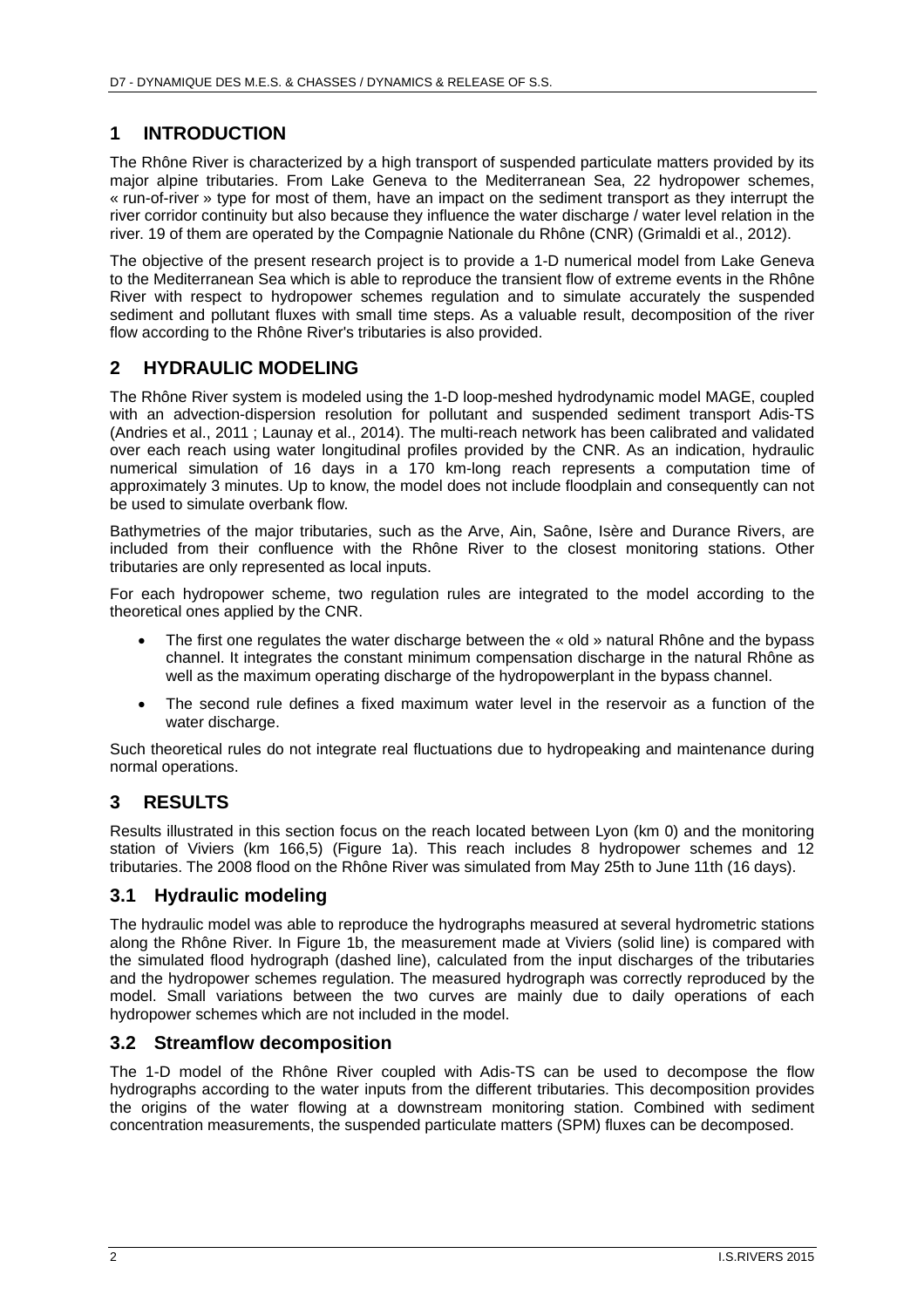# 1 INTRODUCTION

The Rhône River is characterized by a high transport of suspended particulate matters provided by its major alpine tributaries. From Lake Geneva to the Mediterranean Sea, 22 hydropower schemes, « run-of-river » type for most of them, have an impact on the sediment transport as they interrupt the river corridor continuity but also because they influence the water discharge / water level relation in the river. 19 of them are operated by the Compagnie Nationale du Rhône (CNR) (Grimaldi et al., 2012).

The objective of the present research project is to provide a 1-D numerical model from Lake Geneva to the Mediterranean Sea which is able to reproduce the transient flow of extreme events in the Rhône River with respect to hydropower schemes regulation and to simulate accurately the suspended sediment and pollutant fluxes with small time steps. As a valuable result, decomposition of the river flow according to the Rhône River's tributaries is also provided.

# 2 HYDRAULIC MODELING

The Rhône River system is modeled using the 1-D loop-meshed hydrodynamic model MAGE, coupled with an advection-dispersion resolution for pollutant and suspended sediment transport Adis-TS (Andries et al., 2011 ; Launay et al., 2014). The multi-reach network has been calibrated and validated over each reach using water longitudinal profiles provided by the CNR. As an indication, hydraulic numerical simulation of 16 days in a 170 km-long reach represents a computation time of approximately 3 minutes. Up to know, the model does not include floodplain and consequently can not be used to simulate overbank flow.

Bathymetries of the major tributaries, such as the Arve, Ain, Saône, Isère and Durance Rivers, are included from their confluence with the Rhône River to the closest monitoring stations. Other tributaries are only represented as local inputs.

For each hydropower scheme, two regulation rules are integrated to the model according to the theoretical ones applied by the CNR.

- The first one regulates the water discharge between the « old » natural Rhône and the bypass channel. It integrates the constant minimum compensation discharge in the natural Rhône as well as the maximum operating discharge of the hydropowerplant in the bypass channel.
- The second rule defines a fixed maximum water level in the reservoir as a function of the water discharge.

Such theoretical rules do not integrate real fluctuations due to hydropeaking and maintenance during normal operations.

# 3 RESULTS

Results illustrated in this section focus on the reach located between Lyon (km 0) and the monitoring station of Viviers (km 166,5) (Figure 1a). This reach includes 8 hydropower schemes and 12 tributaries. The 2008 flood on the Rhône River was simulated from May 25th to June 11th (16 days).

## 3.1 Hydraulic modeling

The hydraulic model was able to reproduce the hydrographs measured at several hydrometric stations along the Rhône River. In Figure 1b, the measurement made at Viviers (solid line) is compared with the simulated flood hydrograph (dashed line), calculated from the input discharges of the tributaries and the hydropower schemes regulation. The measured hydrograph was correctly reproduced by the model. Small variations between the two curves are mainly due to daily operations of each hydropower schemes which are not included in the model.

## 3.2 Streamflow decomposition

The 1-D model of the Rhône River coupled with Adis-TS can be used to decompose the flow hydrographs according to the water inputs from the different tributaries. This decomposition provides the origins of the water flowing at a downstream monitoring station. Combined with sediment concentration measurements, the suspended particulate matters (SPM) fluxes can be decomposed.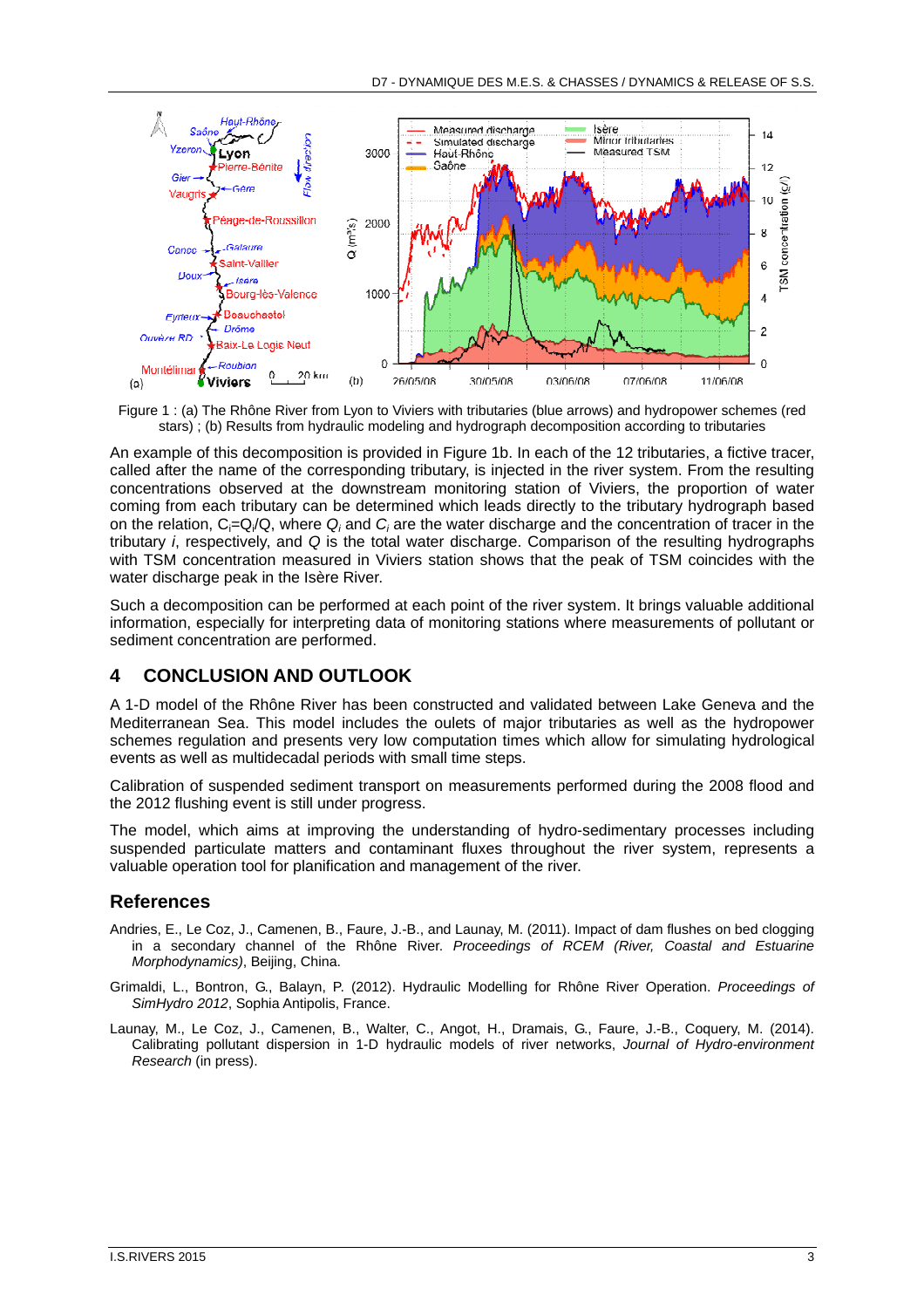Figure 1 : (a) The Rhône River from Lyon to Viviers with tributaries (blue arrows) and hydropower schemes (red stars) ; (b) Results from hydraulic modeling and hydrograph decomposition according to tributaries

An example of this decomposition is provided in Figure 1b. In each of the 12 tributaries, a fictive tracer, called after the name of the corresponding tributary, is injected in the river system. From the resulting concentrations observed at the downstream monitoring station of Viviers, the proportion of water coming from each tributary can be determined which leads directly to the tributary hydrograph based on the relation, $C_i = Q_i/Q$, where $Q_i$ and $C_i$ are the water discharge and the concentration of tracer in the tributary $i$, respectively, and $Q$ is the total water discharge. Comparison of the resulting hydrographs with TSM concentration measured in Viviers station shows that the peak of TSM coincides with the water discharge peak in the Isère River.

Such a decomposition can be performed at each point of the river system. It brings valuable additional information, especially for interpreting data of monitoring stations where measurements of pollutant or sediment concentration are performed.

## 4 CONCLUSION AND OUTLOOK

A 1-D model of the Rhône River has been constructed and validated between Lake Geneva and the Mediterranean Sea. This model includes the oulets of major tributaries as well as the hydropower schemes regulation and presents very low computation times which allow for simulating hydrological events as well as multidecadal periods with small time steps.

Calibration of suspended sediment transport on measurements performed during the 2008 flood and the 2012 flushing event is still under progress.

The model, which aims at improving the understanding of hydro-sedimentary processes including suspended particulate matters and contaminant fluxes throughout the river system, represents a valuable operation tool for planification and management of the river.

## References

Andries, E., Le Coz, J., Camenen, B., Faure, J.-B., and Launay, M. (2011). Impact of dam flushes on bed clogging in a secondary channel of the Rhône River. *Proceedings of RCEM (River, Coastal and Estuarine Morphodynamics)*, Beijing, China.

Grimaldi, L., Bontron, G., Balayn, P. (2012). Hydraulic Modelling for Rhône River Operation. *Proceedings of SimHydro 2012*, Sophia Antipolis, France.

Launay, M., Le Coz, J., Camenen, B., Walter, C., Angot, H., Dramais, G., Faure, J.-B., Coquery, M. (2014). Calibrating pollutant dispersion in 1-D hydraulic models of river networks, *Journal of Hydro-environment Research* (in press).